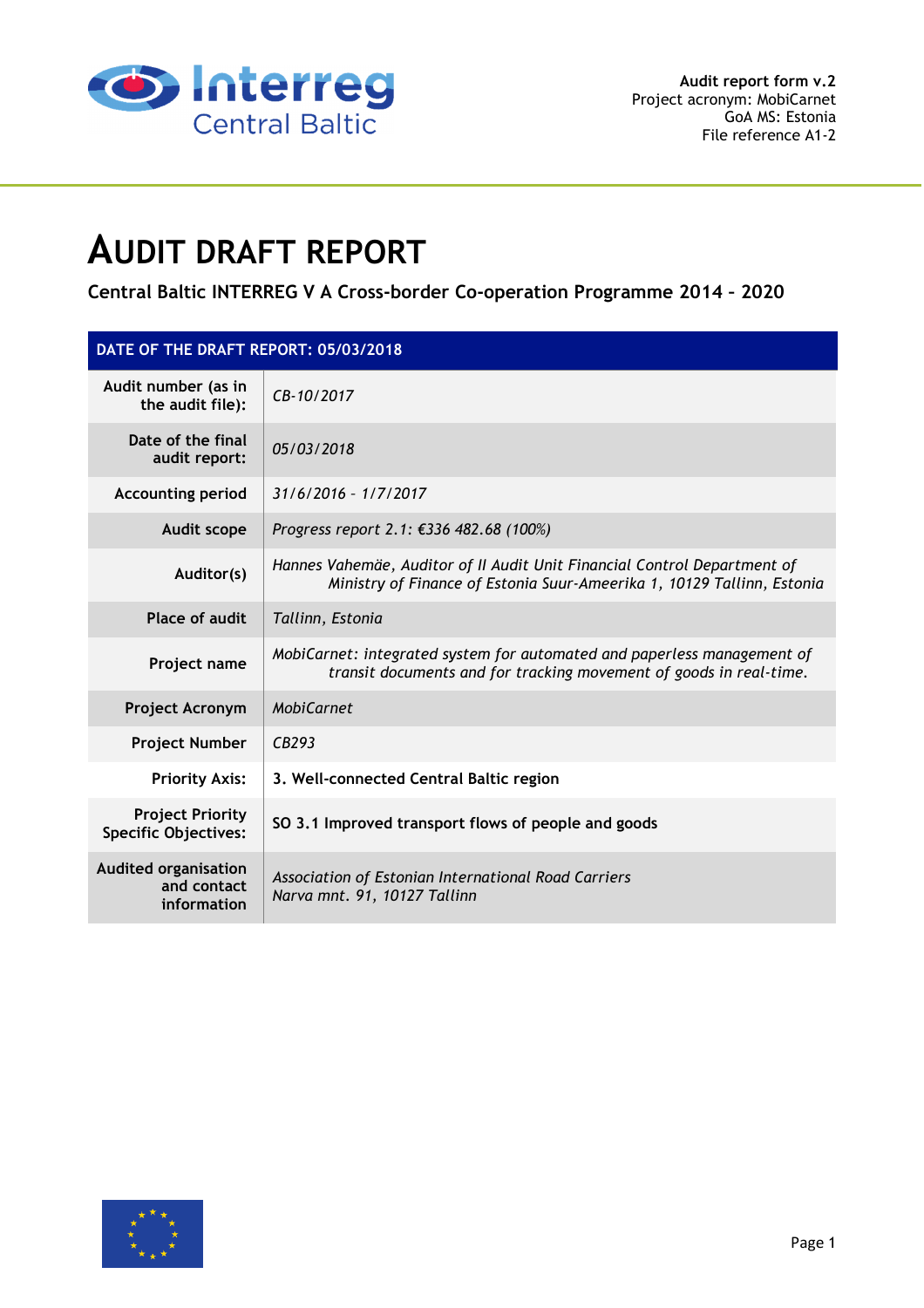**Audit report form v.2**
Project acronym: MobiCarnet
GoA MS: Estonia
File reference A1-2

# AUDIT DRAFT REPORT

**Central Baltic INTERREG V A Cross-border Co-operation Programme 2014 - 2020**

| DATE OF THE DRAFT REPORT: 05/03/2018 | |
|---|---|
| **Audit number (as in the audit file):** | *CB-10/2017* |
| **Date of the final audit report:** | *05/03/2018* |
| **Accounting period** | *31/6/2016 - 1/7/2017* |
| **Audit scope** | *Progress report 2.1: €336 482.68 (100%)* |
| **Auditor(s)** | *Hannes Vahemäe, Auditor of II Audit Unit Financial Control Department of Ministry of Finance of Estonia Suur-Ameerika 1, 10129 Tallinn, Estonia* |
| **Place of audit** | *Tallinn, Estonia* |
| **Project name** | *MobiCarnet: integrated system for automated and paperless management of transit documents and for tracking movement of goods in real-time.* |
| **Project Acronym** | *MobiCarnet* |
| **Project Number** | *CB293* |
| **Priority Axis:** | **3. Well-connected Central Baltic region** |
| **Project Priority Specific Objectives:** | **SO 3.1 Improved transport flows of people and goods** |
| **Audited organisation and contact information** | *Association of Estonian International Road Carriers*<br>*Narva mnt. 91, 10127 Tallinn* |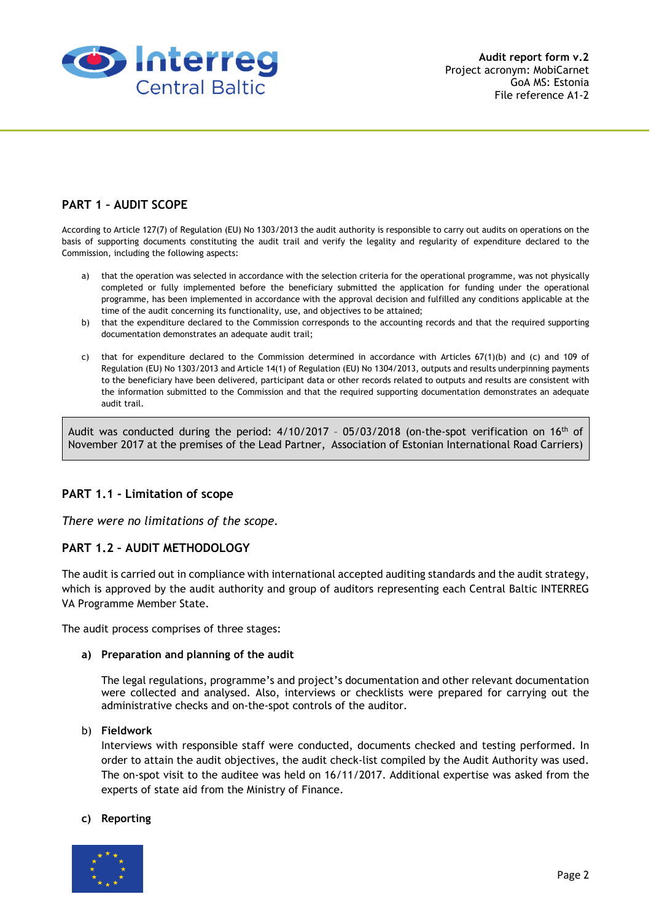## PART 1 – AUDIT SCOPE

According to Article 127(7) of Regulation (EU) No 1303/2013 the audit authority is responsible to carry out audits on operations on the basis of supporting documents constituting the audit trail and verify the legality and regularity of expenditure declared to the Commission, including the following aspects:

a) that the operation was selected in accordance with the selection criteria for the operational programme, was not physically completed or fully implemented before the beneficiary submitted the application for funding under the operational programme, has been implemented in accordance with the approval decision and fulfilled any conditions applicable at the time of the audit concerning its functionality, use, and objectives to be attained;

b) that the expenditure declared to the Commission corresponds to the accounting records and that the required supporting documentation demonstrates an adequate audit trail;

c) that for expenditure declared to the Commission determined in accordance with Articles 67(1)(b) and (c) and 109 of Regulation (EU) No 1303/2013 and Article 14(1) of Regulation (EU) No 1304/2013, outputs and results underpinning payments to the beneficiary have been delivered, participant data or other records related to outputs and results are consistent with the information submitted to the Commission and that the required supporting documentation demonstrates an adequate audit trail.

Audit was conducted during the period: 4/10/2017 – 05/03/2018 (on-the-spot verification on 16th of November 2017 at the premises of the Lead Partner, Association of Estonian International Road Carriers)

### PART 1.1 - Limitation of scope

*There were no limitations of the scope.*

### PART 1.2 – AUDIT METHODOLOGY

The audit is carried out in compliance with international accepted auditing standards and the audit strategy, which is approved by the audit authority and group of auditors representing each Central Baltic INTERREG VA Programme Member State.

The audit process comprises of three stages:

**a) Preparation and planning of the audit**

The legal regulations, programme's and project's documentation and other relevant documentation were collected and analysed. Also, interviews or checklists were prepared for carrying out the administrative checks and on-the-spot controls of the auditor.

**b) Fieldwork**

Interviews with responsible staff were conducted, documents checked and testing performed. In order to attain the audit objectives, the audit check-list compiled by the Audit Authority was used. The on-spot visit to the auditee was held on 16/11/2017. Additional expertise was asked from the experts of state aid from the Ministry of Finance.

**c) Reporting**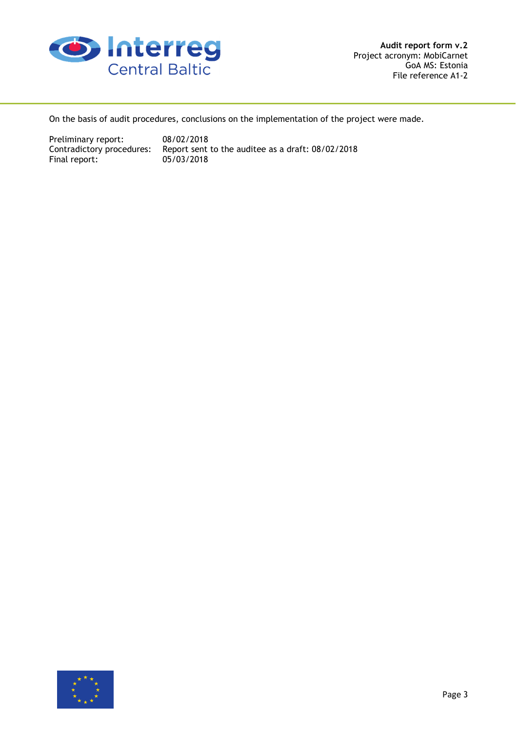On the basis of audit procedures, conclusions on the implementation of the project were made.

Preliminary report: 08/02/2018
Contradictory procedures: Report sent to the auditee as a draft: 08/02/2018
Final report: 05/03/2018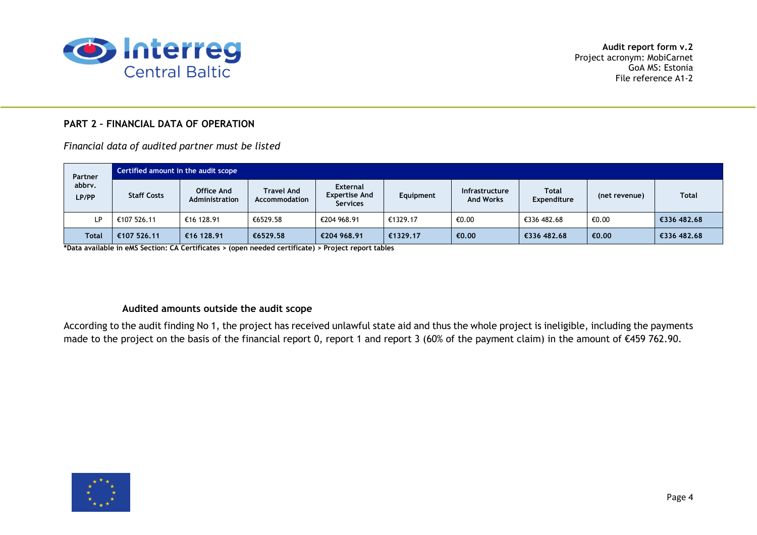## PART 2 – FINANCIAL DATA OF OPERATION

*Financial data of audited partner must be listed*

| Partner abbrv. LP/PP | Certified amount in the audit scope | | | | | | | | |
|---|---|---|---|---|---|---|---|---|---|
| | Staff Costs | Office And Administration | Travel And Accommodation | External Expertise And Services | Equipment | Infrastructure And Works | Total Expenditure | (net revenue) | Total |
| LP | €107 526.11 | €16 128.91 | €6529.58 | €204 968.91 | €1329.17 | €0.00 | €336 482.68 | €0.00 | **€336 482.68** |
| **Total** | **€107 526.11** | **€16 128.91** | **€6529.58** | **€204 968.91** | **€1329.17** | **€0.00** | **€336 482.68** | **€0.00** | **€336 482.68** |

***Data available in eMS Section: CA Certificates > (open needed certificate) > Project report tables**

### Audited amounts outside the audit scope

According to the audit finding No 1, the project has received unlawful state aid and thus the whole project is ineligible, including the payments made to the project on the basis of the financial report 0, report 1 and report 3 (60% of the payment claim) in the amount of €459 762.90.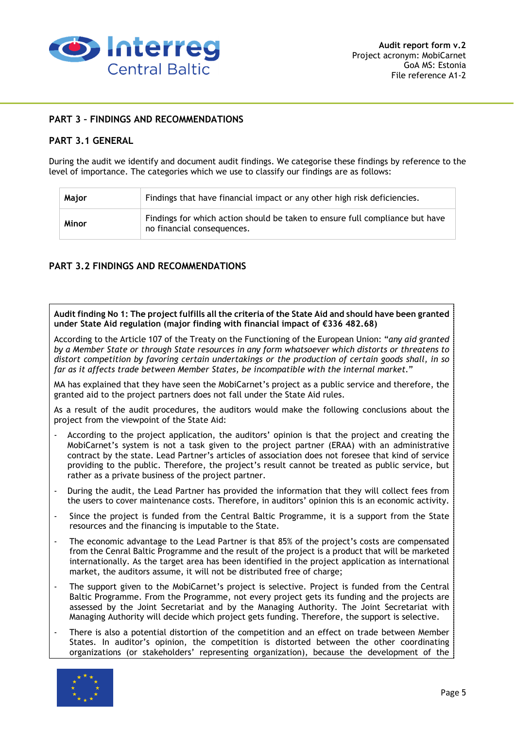## PART 3 – FINDINGS AND RECOMMENDATIONS

### PART 3.1 GENERAL

During the audit we identify and document audit findings. We categorise these findings by reference to the level of importance. The categories which we use to classify our findings are as follows:

| | |
|---|---|
| **Major** | Findings that have financial impact or any other high risk deficiencies. |
| **Minor** | Findings for which action should be taken to ensure full compliance but have no financial consequences. |

### PART 3.2 FINDINGS AND RECOMMENDATIONS

**Audit finding No 1: The project fulfills all the criteria of the State Aid and should have been granted under State Aid regulation (major finding with financial impact of €336 482.68)**

According to the Article 107 of the Treaty on the Functioning of the European Union: "*any aid granted by a Member State or through State resources in any form whatsoever which distorts or threatens to distort competition by favoring certain undertakings or the production of certain goods shall, in so far as it affects trade between Member States, be incompatible with the internal market.*"

MA has explained that they have seen the MobiCarnet's project as a public service and therefore, the granted aid to the project partners does not fall under the State Aid rules.

As a result of the audit procedures, the auditors would make the following conclusions about the project from the viewpoint of the State Aid:

- According to the project application, the auditors' opinion is that the project and creating the MobiCarnet's system is not a task given to the project partner (ERAA) with an administrative contract by the state. Lead Partner's articles of association does not foresee that kind of service providing to the public. Therefore, the project's result cannot be treated as public service, but rather as a private business of the project partner.
- During the audit, the Lead Partner has provided the information that they will collect fees from the users to cover maintenance costs. Therefore, in auditors' opinion this is an economic activity.
- Since the project is funded from the Central Baltic Programme, it is a support from the State resources and the financing is imputable to the State.
- The economic advantage to the Lead Partner is that 85% of the project's costs are compensated from the Cenral Baltic Programme and the result of the project is a product that will be marketed internationally. As the target area has been identified in the project application as international market, the auditors assume, it will not be distributed free of charge;
- The support given to the MobiCarnet's project is selective. Project is funded from the Central Baltic Programme. From the Programme, not every project gets its funding and the projects are assessed by the Joint Secretariat and by the Managing Authority. The Joint Secretariat with Managing Authority will decide which project gets funding. Therefore, the support is selective.
- There is also a potential distortion of the competition and an effect on trade between Member States. In auditor's opinion, the competition is distorted between the other coordinating organizations (or stakeholders' representing organization), because the development of the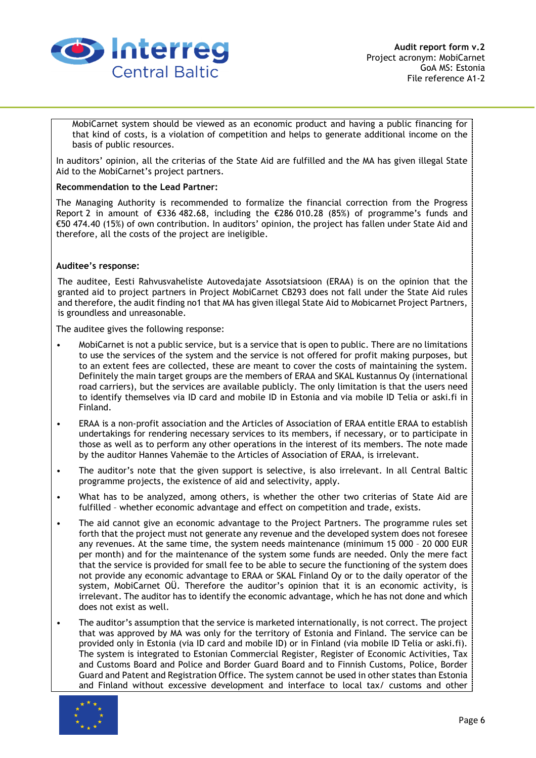MobiCarnet system should be viewed as an economic product and having a public financing for that kind of costs, is a violation of competition and helps to generate additional income on the basis of public resources.

In auditors' opinion, all the criterias of the State Aid are fulfilled and the MA has given illegal State Aid to the MobiCarnet's project partners.

**Recommendation to the Lead Partner:**

The Managing Authority is recommended to formalize the financial correction from the Progress Report 2 in amount of €336 482.68, including the €286 010.28 (85%) of programme's funds and €50 474.40 (15%) of own contribution. In auditors' opinion, the project has fallen under State Aid and therefore, all the costs of the project are ineligible.

**Auditee's response:**

The auditee, Eesti Rahvusvaheliste Autovedajate Assotsiatsioon (ERAA) is on the opinion that the granted aid to project partners in Project MobiCarnet CB293 does not fall under the State Aid rules and therefore, the audit finding no1 that MA has given illegal State Aid to Mobicarnet Project Partners, is groundless and unreasonable.

The auditee gives the following response:

- MobiCarnet is not a public service, but is a service that is open to public. There are no limitations to use the services of the system and the service is not offered for profit making purposes, but to an extent fees are collected, these are meant to cover the costs of maintaining the system. Definitely the main target groups are the members of ERAA and SKAL Kustannus Oy (international road carriers), but the services are available publicly. The only limitation is that the users need to identify themselves via ID card and mobile ID in Estonia and via mobile ID Telia or aski.fi in Finland.
- ERAA is a non-profit association and the Articles of Association of ERAA entitle ERAA to establish undertakings for rendering necessary services to its members, if necessary, or to participate in those as well as to perform any other operations in the interest of its members. The note made by the auditor Hannes Vahemäe to the Articles of Association of ERAA, is irrelevant.
- The auditor's note that the given support is selective, is also irrelevant. In all Central Baltic programme projects, the existence of aid and selectivity, apply.
- What has to be analyzed, among others, is whether the other two criterias of State Aid are fulfilled – whether economic advantage and effect on competition and trade, exists.
- The aid cannot give an economic advantage to the Project Partners. The programme rules set forth that the project must not generate any revenue and the developed system does not foresee any revenues. At the same time, the system needs maintenance (minimum 15 000 – 20 000 EUR per month) and for the maintenance of the system some funds are needed. Only the mere fact that the service is provided for small fee to be able to secure the functioning of the system does not provide any economic advantage to ERAA or SKAL Finland Oy or to the daily operator of the system, MobiCarnet OÜ. Therefore the auditor's opinion that it is an economic activity, is irrelevant. The auditor has to identify the economic advantage, which he has not done and which does not exist as well.
- The auditor's assumption that the service is marketed internationally, is not correct. The project that was approved by MA was only for the territory of Estonia and Finland. The service can be provided only in Estonia (via ID card and mobile ID) or in Finland (via mobile ID Telia or aski.fi). The system is integrated to Estonian Commercial Register, Register of Economic Activities, Tax and Customs Board and Police and Border Guard Board and to Finnish Customs, Police, Border Guard and Patent and Registration Office. The system cannot be used in other states than Estonia and Finland without excessive development and interface to local tax/ customs and other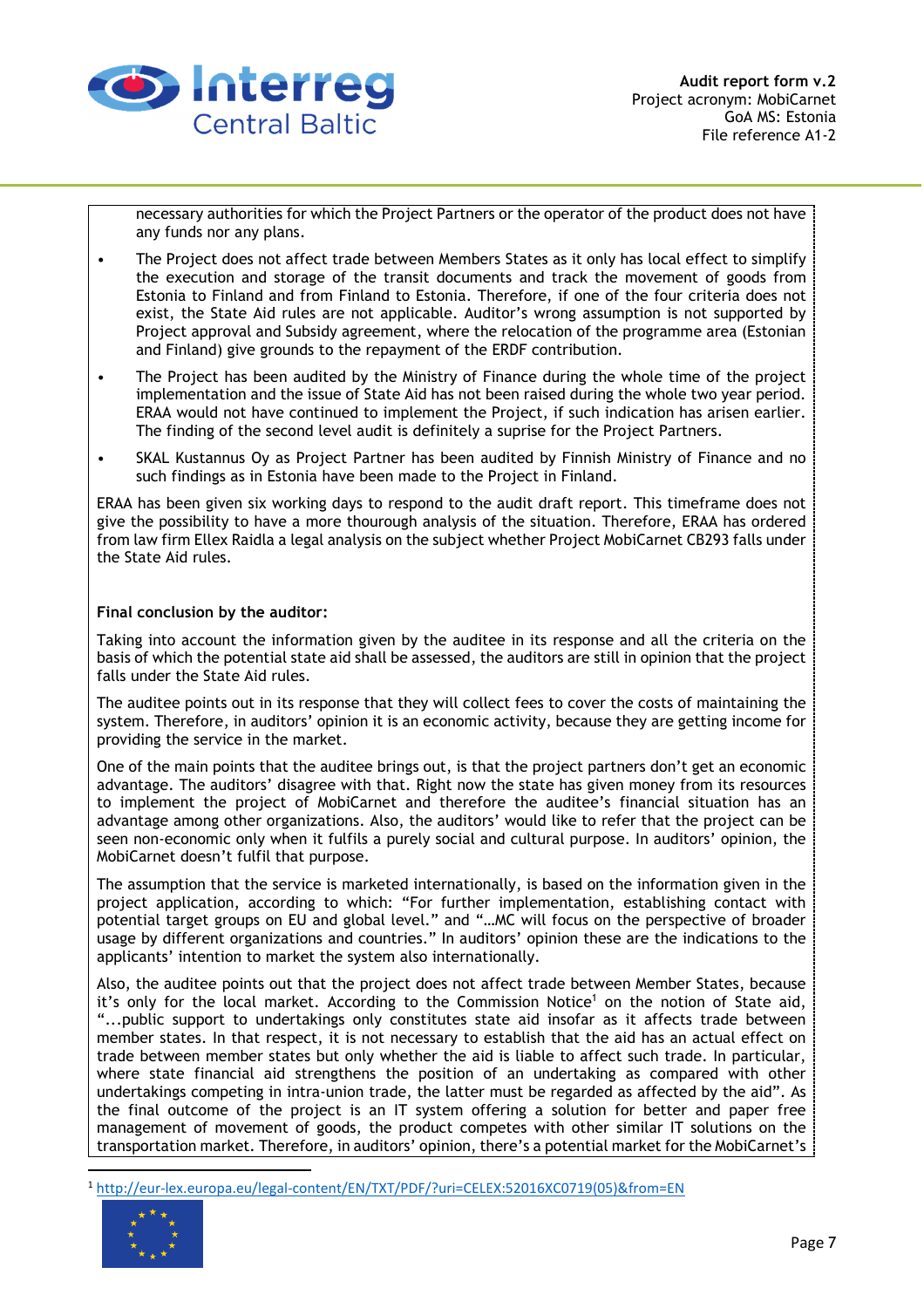necessary authorities for which the Project Partners or the operator of the product does not have any funds nor any plans.

- The Project does not affect trade between Members States as it only has local effect to simplify the execution and storage of the transit documents and track the movement of goods from Estonia to Finland and from Finland to Estonia. Therefore, if one of the four criteria does not exist, the State Aid rules are not applicable. Auditor's wrong assumption is not supported by Project approval and Subsidy agreement, where the relocation of the programme area (Estonian and Finland) give grounds to the repayment of the ERDF contribution.
- The Project has been audited by the Ministry of Finance during the whole time of the project implementation and the issue of State Aid has not been raised during the whole two year period. ERAA would not have continued to implement the Project, if such indication has arisen earlier. The finding of the second level audit is definitely a suprise for the Project Partners.
- SKAL Kustannus Oy as Project Partner has been audited by Finnish Ministry of Finance and no such findings as in Estonia have been made to the Project in Finland.

ERAA has been given six working days to respond to the audit draft report. This timeframe does not give the possibility to have a more thourough analysis of the situation. Therefore, ERAA has ordered from law firm Ellex Raidla a legal analysis on the subject whether Project MobiCarnet CB293 falls under the State Aid rules.

**Final conclusion by the auditor:**

Taking into account the information given by the auditee in its response and all the criteria on the basis of which the potential state aid shall be assessed, the auditors are still in opinion that the project falls under the State Aid rules.

The auditee points out in its response that they will collect fees to cover the costs of maintaining the system. Therefore, in auditors' opinion it is an economic activity, because they are getting income for providing the service in the market.

One of the main points that the auditee brings out, is that the project partners don't get an economic advantage. The auditors' disagree with that. Right now the state has given money from its resources to implement the project of MobiCarnet and therefore the auditee's financial situation has an advantage among other organizations. Also, the auditors' would like to refer that the project can be seen non-economic only when it fulfils a purely social and cultural purpose. In auditors' opinion, the MobiCarnet doesn't fulfil that purpose.

The assumption that the service is marketed internationally, is based on the information given in the project application, according to which: "For further implementation, establishing contact with potential target groups on EU and global level." and "…MC will focus on the perspective of broader usage by different organizations and countries." In auditors' opinion these are the indications to the applicants' intention to market the system also internationally.

Also, the auditee points out that the project does not affect trade between Member States, because it's only for the local market. According to the Commission Notice[1] on the notion of State aid, "...public support to undertakings only constitutes state aid insofar as it affects trade between member states. In that respect, it is not necessary to establish that the aid has an actual effect on trade between member states but only whether the aid is liable to affect such trade. In particular, where state financial aid strengthens the position of an undertaking as compared with other undertakings competing in intra-union trade, the latter must be regarded as affected by the aid". As the final outcome of the project is an IT system offering a solution for better and paper free management of movement of goods, the product competes with other similar IT solutions on the transportation market. Therefore, in auditors' opinion, there's a potential market for the MobiCarnet's

[1] http://eur-lex.europa.eu/legal-content/EN/TXT/PDF/?uri=CELEX:52016XC0719(05)&from=EN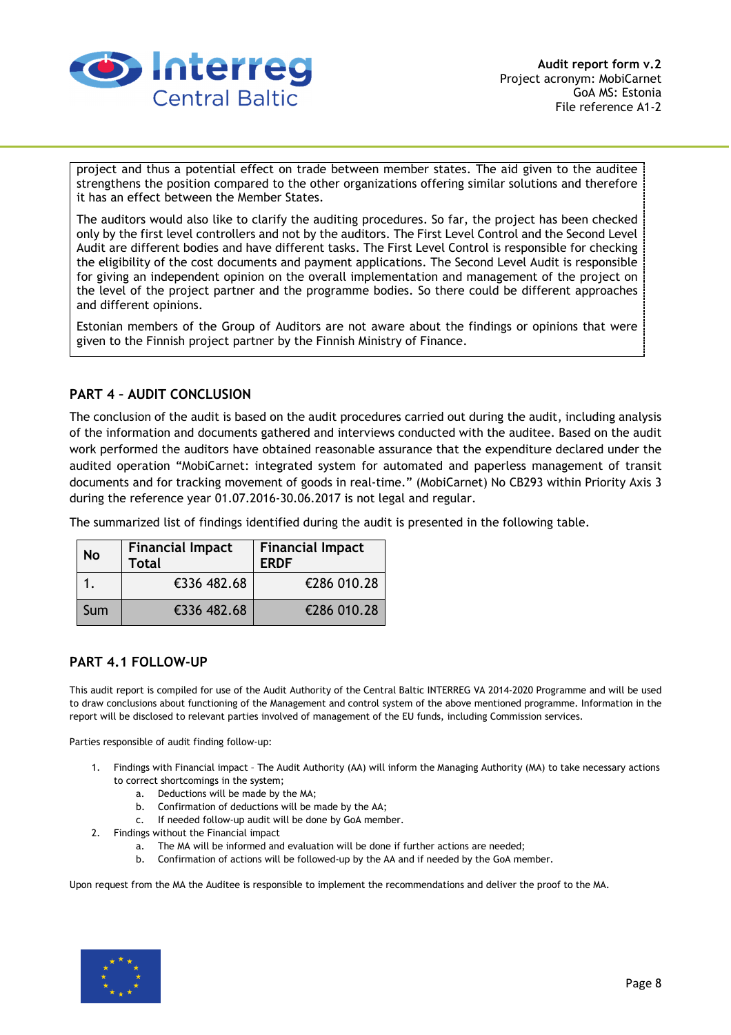project and thus a potential effect on trade between member states. The aid given to the auditee strengthens the position compared to the other organizations offering similar solutions and therefore it has an effect between the Member States.

The auditors would also like to clarify the auditing procedures. So far, the project has been checked only by the first level controllers and not by the auditors. The First Level Control and the Second Level Audit are different bodies and have different tasks. The First Level Control is responsible for checking the eligibility of the cost documents and payment applications. The Second Level Audit is responsible for giving an independent opinion on the overall implementation and management of the project on the level of the project partner and the programme bodies. So there could be different approaches and different opinions.

Estonian members of the Group of Auditors are not aware about the findings or opinions that were given to the Finnish project partner by the Finnish Ministry of Finance.

## PART 4 – AUDIT CONCLUSION

The conclusion of the audit is based on the audit procedures carried out during the audit, including analysis of the information and documents gathered and interviews conducted with the auditee. Based on the audit work performed the auditors have obtained reasonable assurance that the expenditure declared under the audited operation "MobiCarnet: integrated system for automated and paperless management of transit documents and for tracking movement of goods in real-time." (MobiCarnet) No CB293 within Priority Axis 3 during the reference year 01.07.2016-30.06.2017 is not legal and regular.

The summarized list of findings identified during the audit is presented in the following table.

| No | Financial Impact Total | Financial Impact ERDF |
|---|---|---|
| 1. | €336 482.68 | €286 010.28 |
| Sum | €336 482.68 | €286 010.28 |

## PART 4.1 FOLLOW-UP

This audit report is compiled for use of the Audit Authority of the Central Baltic INTERREG VA 2014-2020 Programme and will be used to draw conclusions about functioning of the Management and control system of the above mentioned programme. Information in the report will be disclosed to relevant parties involved of management of the EU funds, including Commission services.

Parties responsible of audit finding follow-up:

1. Findings with Financial impact – The Audit Authority (AA) will inform the Managing Authority (MA) to take necessary actions to correct shortcomings in the system;
    a. Deductions will be made by the MA;
    b. Confirmation of deductions will be made by the AA;
    c. If needed follow-up audit will be done by GoA member.
2. Findings without the Financial impact
    a. The MA will be informed and evaluation will be done if further actions are needed;
    b. Confirmation of actions will be followed-up by the AA and if needed by the GoA member.

Upon request from the MA the Auditee is responsible to implement the recommendations and deliver the proof to the MA.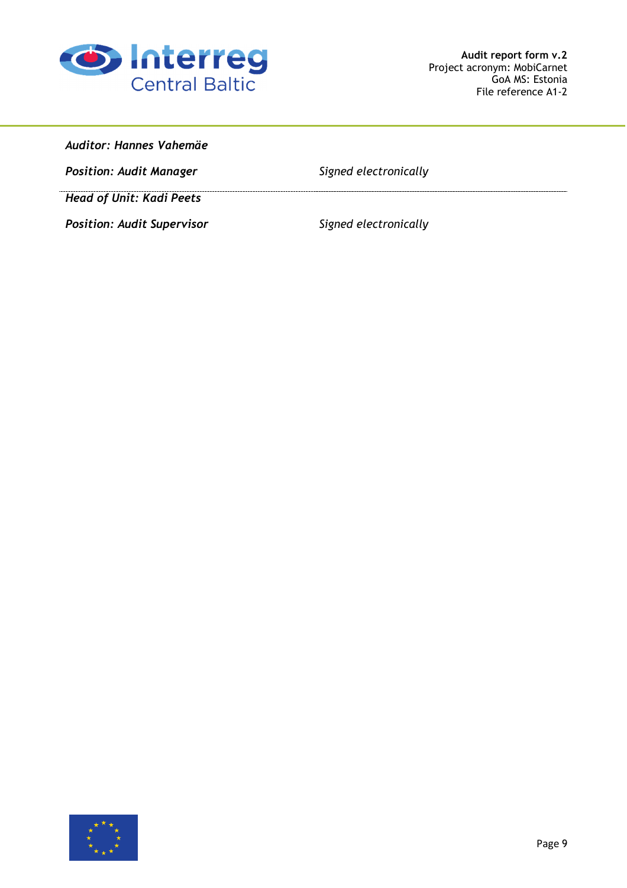| | |
|---|---|
| ***Auditor: Hannes Vahemäe*** | |
| ***Position: Audit Manager*** | *Signed electronically* |
| ***Head of Unit: Kadi Peets*** | |
| ***Position: Audit Supervisor*** | *Signed electronically* |